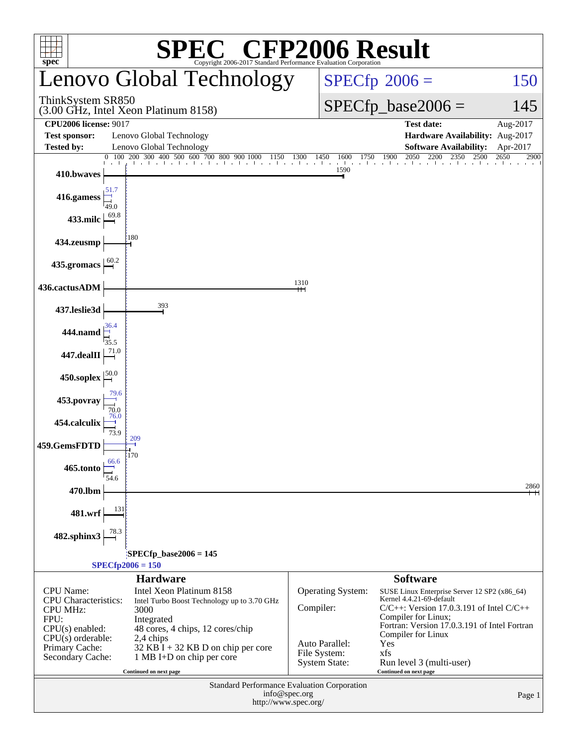# SPEC® CFP2006 Result

Copyright 2006-2017 Standard Performance Evaluation Corporation

## Lenovo Global Technology

ThinkSystem SR850
(3.00 GHz, Intel Xeon Platinum 8158)

SPECfp 2006 = 150

SPECfp_base2006 = 145

| | | | |
|---|---|---|---|
| **CPU2006 license:** 9017 | | **Test date:** | Aug-2017 |
| **Test sponsor:** | Lenovo Global Technology | **Hardware Availability:** | Aug-2017 |
| **Tested by:** | Lenovo Global Technology | **Software Availability:** | Apr-2017 |

0 100 200 300 400 500 600 700 800 900 1000 1150 1300 1450 1600 1750 1900 2050 2200 2350 2500 2650 2900

410.bwaves 1590
416.gamess 51.7 49.0
433.milc 69.8
434.zeusmp 180
435.gromacs 60.2
436.cactusADM 1310
437.leslie3d 393
444.namd 36.4 35.5
447.dealII 71.0
450.soplex 50.0
453.povray 79.6 70.0
454.calculix 76.0 73.9
459.GemsFDTD 209 170
465.tonto 66.6 54.6
470.lbm 2860
481.wrf 131
482.sphinx3 78.3

SPECfp_base2006 = 145
SPECfp2006 = 150

### Hardware

| | |
|---|---|
| CPU Name: | Intel Xeon Platinum 8158 |
| CPU Characteristics: | Intel Turbo Boost Technology up to 3.70 GHz |
| CPU MHz: | 3000 |
| FPU: | Integrated |
| CPU(s) enabled: | 48 cores, 4 chips, 12 cores/chip |
| CPU(s) orderable: | 2,4 chips |
| Primary Cache: | 32 KB I + 32 KB D on chip per core |
| Secondary Cache: | 1 MB I+D on chip per core |

Continued on next page

### Software

| | |
|---|---|
| Operating System: | SUSE Linux Enterprise Server 12 SP2 (x86_64) Kernel 4.4.21-69-default |
| Compiler: | C/C++: Version 17.0.3.191 of Intel C/C++ Compiler for Linux; Fortran: Version 17.0.3.191 of Intel Fortran Compiler for Linux |
| Auto Parallel: | Yes |
| File System: | xfs |
| System State: | Run level 3 (multi-user) |

Continued on next page

Standard Performance Evaluation Corporation
info@spec.org
http://www.spec.org/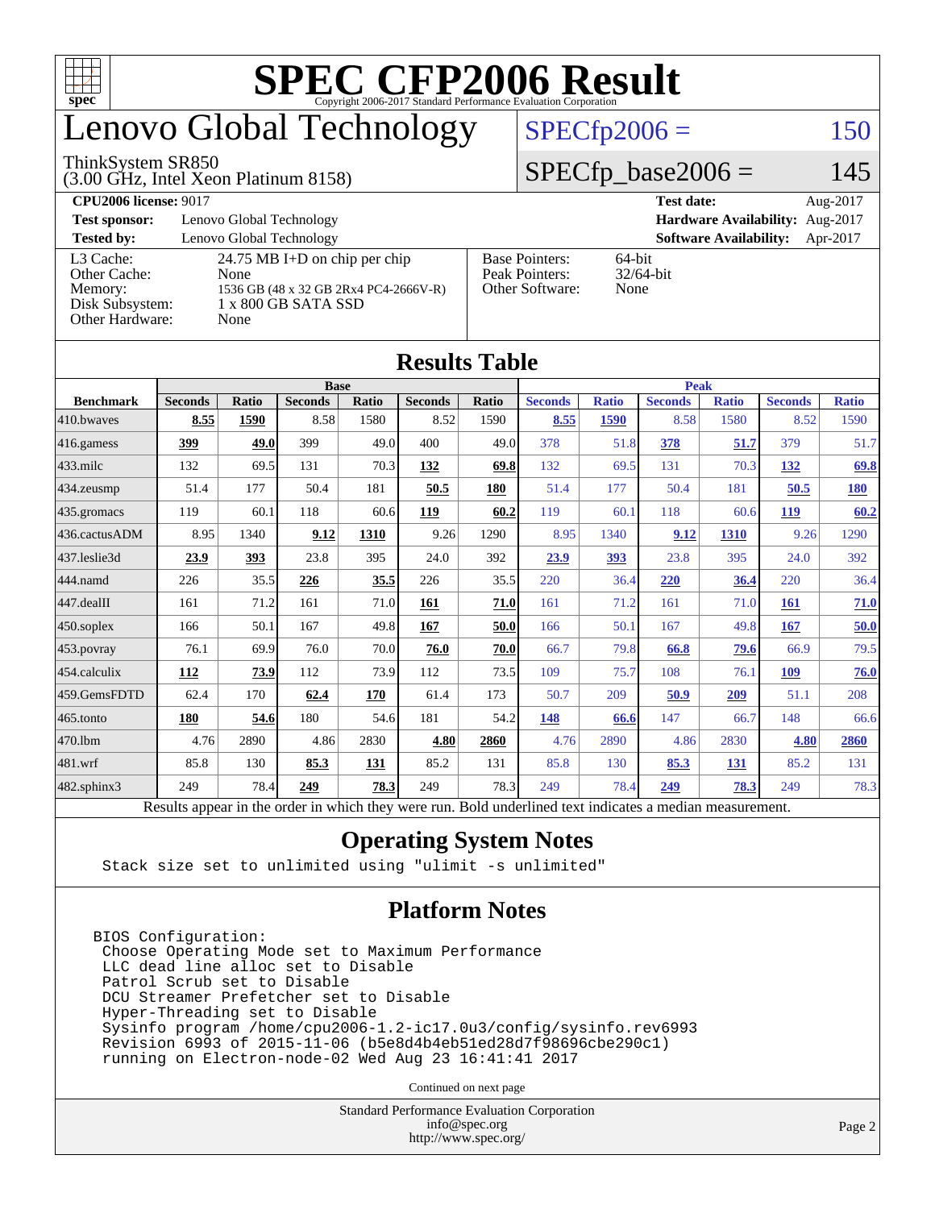# SPEC CFP2006 Result

Copyright 2006-2017 Standard Performance Evaluation Corporation

# Lenovo Global Technology

ThinkSystem SR850
(3.00 GHz, Intel Xeon Platinum 8158)

SPECfp2006 = 150

SPECfp_base2006 = 145

| | | | |
|---|---|---|---|
| **CPU2006 license:** 9017 | | **Test date:** | Aug-2017 |
| **Test sponsor:** | Lenovo Global Technology | **Hardware Availability:** | Aug-2017 |
| **Tested by:** | Lenovo Global Technology | **Software Availability:** | Apr-2017 |

| | | | |
|---|---|---|---|
| L3 Cache: | 24.75 MB I+D on chip per chip | Base Pointers: | 64-bit |
| Other Cache: | None | Peak Pointers: | 32/64-bit |
| Memory: | 1536 GB (48 x 32 GB 2Rx4 PC4-2666V-R) | Other Software: | None |
| Disk Subsystem: | 1 x 800 GB SATA SSD | | |
| Other Hardware: | None | | |

## Results Table

| | Base | | | | | | Peak | | | | | |
|---|---|---|---|---|---|---|---|---|---|---|---|---|
| **Benchmark** | **Seconds** | **Ratio** | **Seconds** | **Ratio** | **Seconds** | **Ratio** | **Seconds** | **Ratio** | **Seconds** | **Ratio** | **Seconds** | **Ratio** |
| 410.bwaves | **8.55** | **1590** | 8.58 | 1580 | 8.52 | 1590 | **8.55** | **1590** | 8.58 | 1580 | 8.52 | 1590 |
| 416.gamess | **399** | **49.0** | 399 | 49.0 | 400 | 49.0 | 378 | 51.8 | **378** | **51.7** | 379 | 51.7 |
| 433.milc | 132 | 69.5 | 131 | 70.3 | **132** | **69.8** | 132 | 69.5 | 131 | 70.3 | **132** | **69.8** |
| 434.zeusmp | 51.4 | 177 | 50.4 | 181 | **50.5** | **180** | 51.4 | 177 | 50.4 | 181 | **50.5** | **180** |
| 435.gromacs | 119 | 60.1 | 118 | 60.6 | **119** | **60.2** | 119 | 60.1 | 118 | 60.6 | **119** | **60.2** |
| 436.cactusADM | 8.95 | 1340 | **9.12** | **1310** | 9.26 | 1290 | 8.95 | 1340 | **9.12** | **1310** | 9.26 | 1290 |
| 437.leslie3d | **23.9** | **393** | 23.8 | 395 | 24.0 | 392 | **23.9** | **393** | 23.8 | 395 | 24.0 | 392 |
| 444.namd | 226 | 35.5 | **226** | **35.5** | 226 | 35.5 | 220 | 36.4 | **220** | **36.4** | 220 | 36.4 |
| 447.dealII | 161 | 71.2 | 161 | 71.0 | **161** | **71.0** | 161 | 71.2 | 161 | 71.0 | **161** | **71.0** |
| 450.soplex | 166 | 50.1 | 167 | 49.8 | **167** | **50.0** | 166 | 50.1 | 167 | 49.8 | **167** | **50.0** |
| 453.povray | 76.1 | 69.9 | 76.0 | 70.0 | **76.0** | **70.0** | 66.7 | 79.8 | **66.8** | **79.6** | 66.9 | 79.5 |
| 454.calculix | **112** | **73.9** | 112 | 73.9 | 112 | 73.5 | 109 | 75.7 | 108 | 76.1 | **109** | **76.0** |
| 459.GemsFDTD | 62.4 | 170 | **62.4** | **170** | 61.4 | 173 | 50.7 | 209 | **50.9** | **209** | 51.1 | 208 |
| 465.tonto | **180** | **54.6** | 180 | 54.6 | 181 | 54.2 | **148** | **66.6** | 147 | 66.7 | 148 | 66.6 |
| 470.lbm | 4.76 | 2890 | 4.86 | 2830 | **4.80** | **2860** | 4.76 | 2890 | 4.86 | 2830 | **4.80** | **2860** |
| 481.wrf | 85.8 | 130 | **85.3** | **131** | 85.2 | 131 | 85.8 | 130 | **85.3** | **131** | 85.2 | 131 |
| 482.sphinx3 | 249 | 78.4 | **249** | **78.3** | 249 | 78.3 | 249 | 78.4 | **249** | **78.3** | 249 | 78.3 |

Results appear in the order in which they were run. Bold underlined text indicates a median measurement.

## Operating System Notes

```
Stack size set to unlimited using "ulimit -s unlimited"
```

## Platform Notes

```
BIOS Configuration:
 Choose Operating Mode set to Maximum Performance
 LLC dead line alloc set to Disable
 Patrol Scrub set to Disable
 DCU Streamer Prefetcher set to Disable
 Hyper-Threading set to Disable
 Sysinfo program /home/cpu2006-1.2-ic17.0u3/config/sysinfo.rev6993
 Revision 6993 of 2015-11-06 (b5e8d4b4eb51ed28d7f98696cbe290c1)
 running on Electron-node-02 Wed Aug 23 16:41:41 2017
```

Continued on next page

Standard Performance Evaluation Corporation
info@spec.org
http://www.spec.org/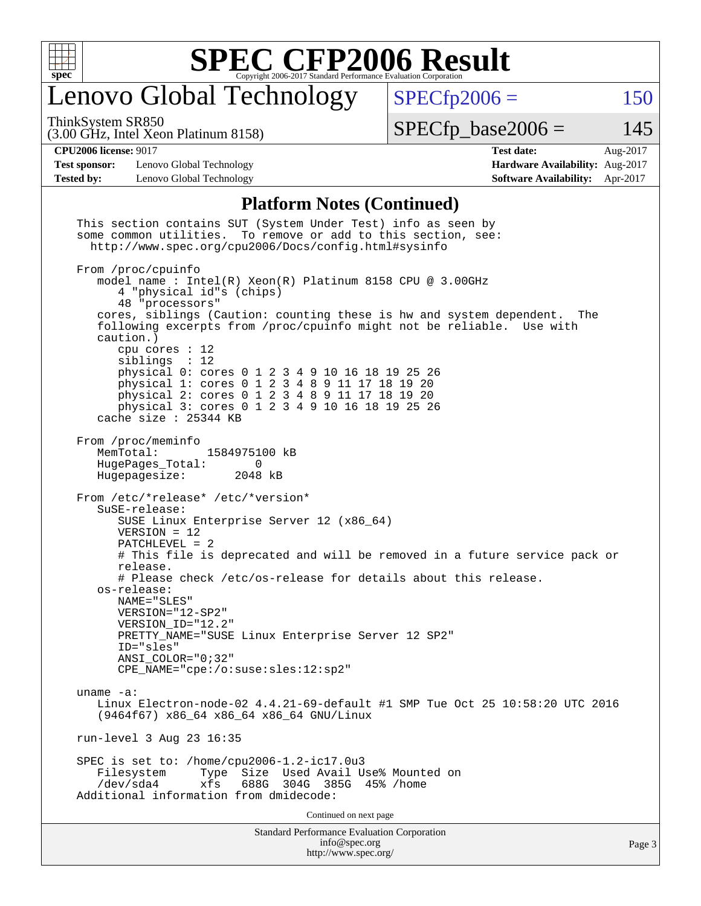# SPEC CFP2006 Result

Copyright 2006-2017 Standard Performance Evaluation Corporation

## Lenovo Global Technology

ThinkSystem SR850
(3.00 GHz, Intel Xeon Platinum 8158)

SPECfp2006 = 150

SPECfp_base2006 = 145

**CPU2006 license:** 9017
**Test sponsor:** Lenovo Global Technology
**Tested by:** Lenovo Global Technology

**Test date:** Aug-2017
**Hardware Availability:** Aug-2017
**Software Availability:** Apr-2017

## Platform Notes (Continued)

```
This section contains SUT (System Under Test) info as seen by
some common utilities.  To remove or add to this section, see:
  http://www.spec.org/cpu2006/Docs/config.html#sysinfo

From /proc/cpuinfo
   model name : Intel(R) Xeon(R) Platinum 8158 CPU @ 3.00GHz
      4 "physical id"s (chips)
      48 "processors"
   cores, siblings (Caution: counting these is hw and system dependent.  The
   following excerpts from /proc/cpuinfo might not be reliable.  Use with
   caution.)
      cpu cores : 12
      siblings  : 12
      physical 0: cores 0 1 2 3 4 9 10 16 18 19 25 26
      physical 1: cores 0 1 2 3 4 8 9 11 17 18 19 20
      physical 2: cores 0 1 2 3 4 8 9 11 17 18 19 20
      physical 3: cores 0 1 2 3 4 9 10 16 18 19 25 26
   cache size : 25344 KB

From /proc/meminfo
   MemTotal:       1584975100 kB
   HugePages_Total:       0
   Hugepagesize:       2048 kB

From /etc/*release* /etc/*version*
   SuSE-release:
      SUSE Linux Enterprise Server 12 (x86_64)
      VERSION = 12
      PATCHLEVEL = 2
      # This file is deprecated and will be removed in a future service pack or
      release.
      # Please check /etc/os-release for details about this release.
   os-release:
      NAME="SLES"
      VERSION="12-SP2"
      VERSION_ID="12.2"
      PRETTY_NAME="SUSE Linux Enterprise Server 12 SP2"
      ID="sles"
      ANSI_COLOR="0;32"
      CPE_NAME="cpe:/o:suse:sles:12:sp2"

uname -a:
   Linux Electron-node-02 4.4.21-69-default #1 SMP Tue Oct 25 10:58:20 UTC 2016
   (9464f67) x86_64 x86_64 x86_64 GNU/Linux

run-level 3 Aug 23 16:35

SPEC is set to: /home/cpu2006-1.2-ic17.0u3
   Filesystem     Type  Size  Used Avail Use% Mounted on
   /dev/sda4      xfs   688G  304G  385G  45% /home
Additional information from dmidecode:
```

Continued on next page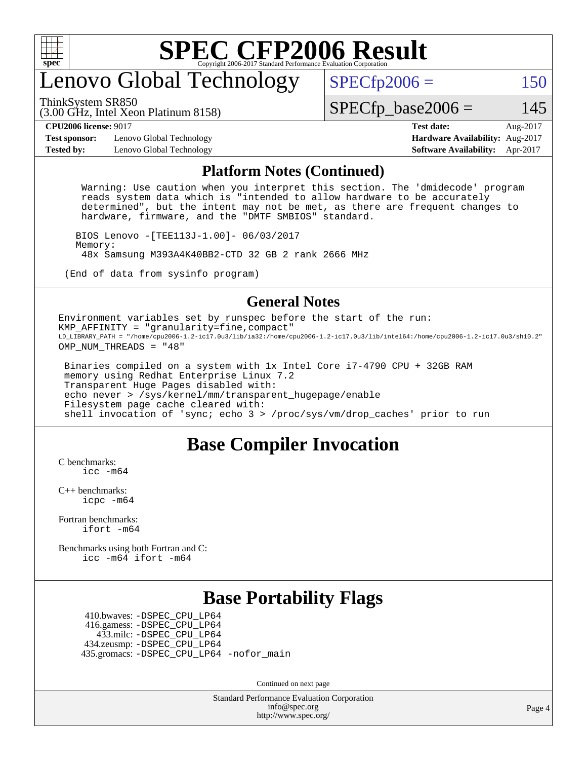# Lenovo Global Technology

ThinkSystem SR850
(3.00 GHz, Intel Xeon Platinum 8158)

SPECfp2006 = 150

SPECfp_base2006 = 145

**CPU2006 license:** 9017
**Test sponsor:** Lenovo Global Technology
**Tested by:** Lenovo Global Technology

**Test date:** Aug-2017
**Hardware Availability:** Aug-2017
**Software Availability:** Apr-2017

## Platform Notes (Continued)

```
Warning: Use caution when you interpret this section. The 'dmidecode' program
reads system data which is "intended to allow hardware to be accurately
determined", but the intent may not be met, as there are frequent changes to
hardware, firmware, and the "DMTF SMBIOS" standard.

BIOS Lenovo -[TEE113J-1.00]- 06/03/2017
Memory:
 48x Samsung M393A4K40BB2-CTD 32 GB 2 rank 2666 MHz

(End of data from sysinfo program)
```

## General Notes

```
Environment variables set by runspec before the start of the run:
KMP_AFFINITY = "granularity=fine,compact"
LD_LIBRARY_PATH = "/home/cpu2006-1.2-ic17.0u3/lib/ia32:/home/cpu2006-1.2-ic17.0u3/lib/intel64:/home/cpu2006-1.2-ic17.0u3/sh10.2"
OMP_NUM_THREADS = "48"

 Binaries compiled on a system with 1x Intel Core i7-4790 CPU + 32GB RAM
 memory using Redhat Enterprise Linux 7.2
 Transparent Huge Pages disabled with:
 echo never > /sys/kernel/mm/transparent_hugepage/enable
 Filesystem page cache cleared with:
 shell invocation of 'sync; echo 3 > /proc/sys/vm/drop_caches' prior to run
```

## Base Compiler Invocation

C benchmarks:
  icc -m64

C++ benchmarks:
  icpc -m64

Fortran benchmarks:
  ifort -m64

Benchmarks using both Fortran and C:
  icc -m64 ifort -m64

## Base Portability Flags

410.bwaves: -DSPEC_CPU_LP64
416.gamess: -DSPEC_CPU_LP64
433.milc: -DSPEC_CPU_LP64
434.zeusmp: -DSPEC_CPU_LP64
435.gromacs: -DSPEC_CPU_LP64 -nofor_main

Continued on next page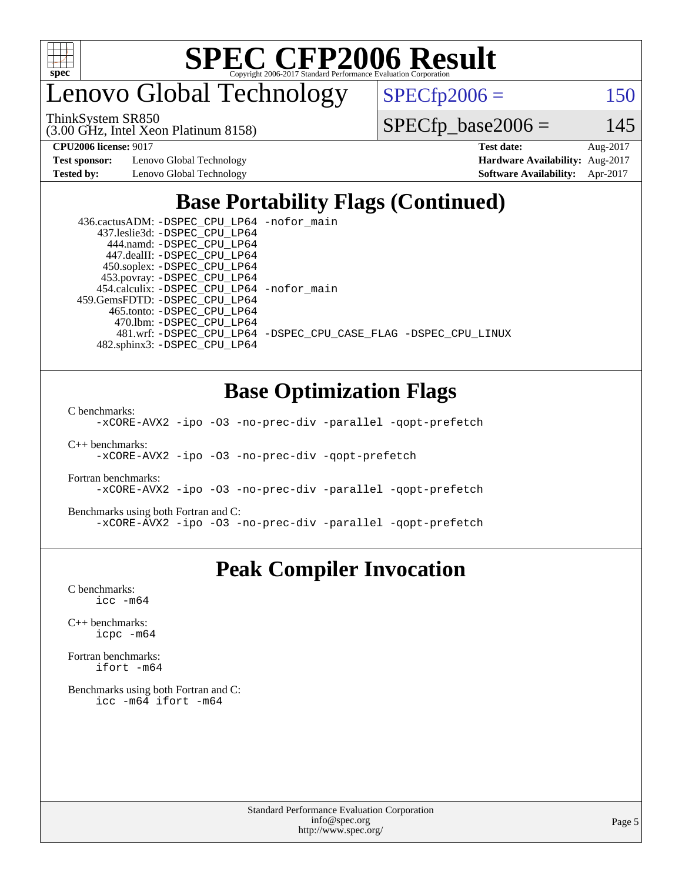# SPEC CFP2006 Result

Copyright 2006-2017 Standard Performance Evaluation Corporation

## Lenovo Global Technology

ThinkSystem SR850
(3.00 GHz, Intel Xeon Platinum 8158)

SPECfp2006 = 150

SPECfp_base2006 = 145

| | | | |
|---|---|---|---|
| **CPU2006 license:** 9017 | | **Test date:** | Aug-2017 |
| **Test sponsor:** | Lenovo Global Technology | **Hardware Availability:** | Aug-2017 |
| **Tested by:** | Lenovo Global Technology | **Software Availability:** | Apr-2017 |

## Base Portability Flags (Continued)

436.cactusADM: -DSPEC_CPU_LP64 -nofor_main
437.leslie3d: -DSPEC_CPU_LP64
444.namd: -DSPEC_CPU_LP64
447.dealII: -DSPEC_CPU_LP64
450.soplex: -DSPEC_CPU_LP64
453.povray: -DSPEC_CPU_LP64
454.calculix: -DSPEC_CPU_LP64 -nofor_main
459.GemsFDTD: -DSPEC_CPU_LP64
465.tonto: -DSPEC_CPU_LP64
470.lbm: -DSPEC_CPU_LP64
481.wrf: -DSPEC_CPU_LP64 -DSPEC_CPU_CASE_FLAG -DSPEC_CPU_LINUX
482.sphinx3: -DSPEC_CPU_LP64

## Base Optimization Flags

C benchmarks:
-xCORE-AVX2 -ipo -O3 -no-prec-div -parallel -qopt-prefetch

C++ benchmarks:
-xCORE-AVX2 -ipo -O3 -no-prec-div -qopt-prefetch

Fortran benchmarks:
-xCORE-AVX2 -ipo -O3 -no-prec-div -parallel -qopt-prefetch

Benchmarks using both Fortran and C:
-xCORE-AVX2 -ipo -O3 -no-prec-div -parallel -qopt-prefetch

## Peak Compiler Invocation

C benchmarks:
icc -m64

C++ benchmarks:
icpc -m64

Fortran benchmarks:
ifort -m64

Benchmarks using both Fortran and C:
icc -m64 ifort -m64

Standard Performance Evaluation Corporation
info@spec.org
http://www.spec.org/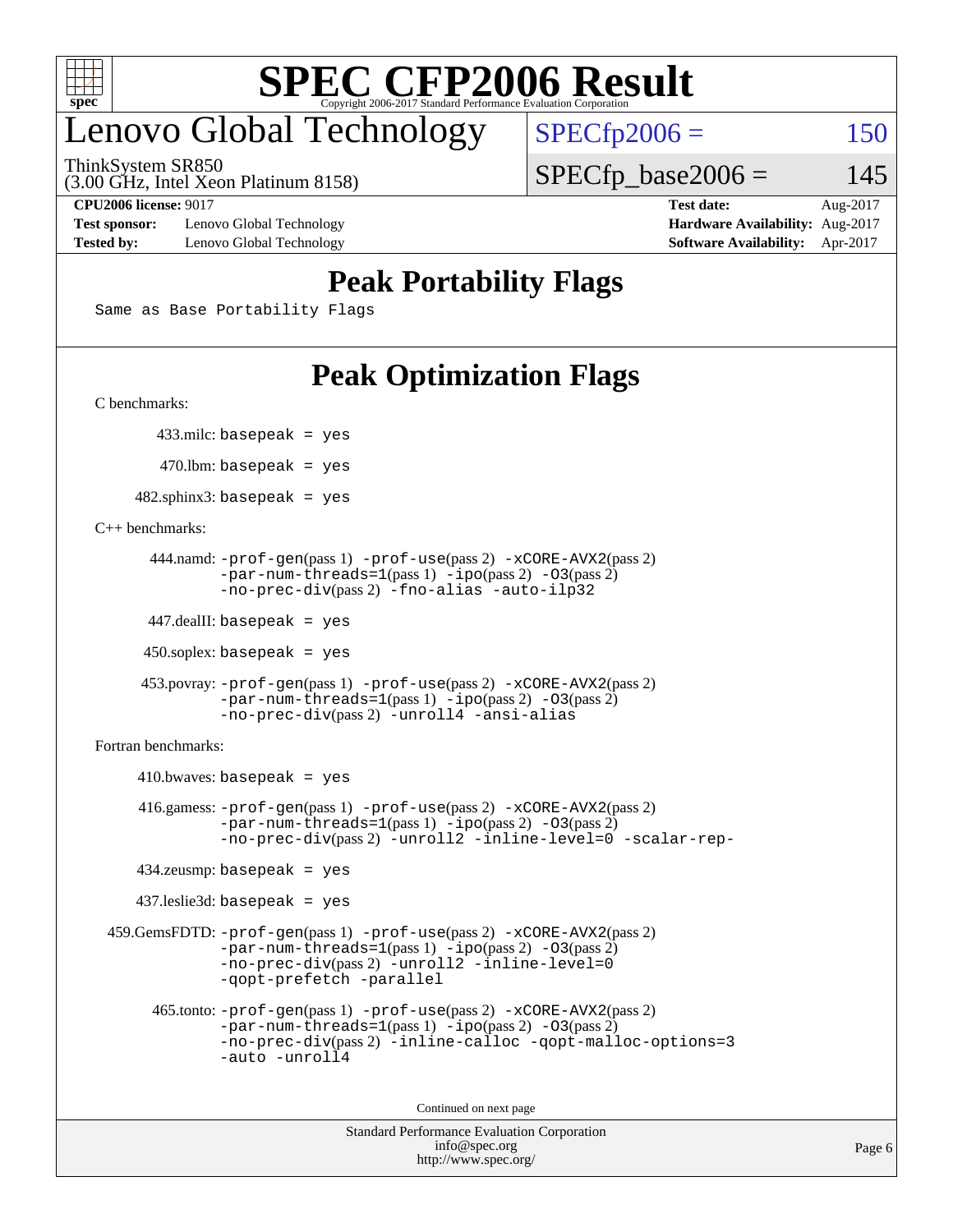# SPEC CFP2006 Result

Copyright 2006-2017 Standard Performance Evaluation Corporation

## Lenovo Global Technology

ThinkSystem SR850
(3.00 GHz, Intel Xeon Platinum 8158)

SPECfp2006 = 150

SPECfp_base2006 = 145

**CPU2006 license:** 9017
**Test sponsor:** Lenovo Global Technology
**Tested by:** Lenovo Global Technology

**Test date:** Aug-2017
**Hardware Availability:** Aug-2017
**Software Availability:** Apr-2017

## Peak Portability Flags

Same as Base Portability Flags

## Peak Optimization Flags

C benchmarks:

433.milc: basepeak = yes

470.lbm: basepeak = yes

482.sphinx3: basepeak = yes

C++ benchmarks:

444.namd: -prof-gen(pass 1) -prof-use(pass 2) -xCORE-AVX2(pass 2) -par-num-threads=1(pass 1) -ipo(pass 2) -O3(pass 2) -no-prec-div(pass 2) -fno-alias -auto-ilp32

447.dealII: basepeak = yes

450.soplex: basepeak = yes

453.povray: -prof-gen(pass 1) -prof-use(pass 2) -xCORE-AVX2(pass 2) -par-num-threads=1(pass 1) -ipo(pass 2) -O3(pass 2) -no-prec-div(pass 2) -unroll4 -ansi-alias

Fortran benchmarks:

410.bwaves: basepeak = yes

416.gamess: -prof-gen(pass 1) -prof-use(pass 2) -xCORE-AVX2(pass 2) -par-num-threads=1(pass 1) -ipo(pass 2) -O3(pass 2) -no-prec-div(pass 2) -unroll2 -inline-level=0 -scalar-rep-

434.zeusmp: basepeak = yes

437.leslie3d: basepeak = yes

459.GemsFDTD: -prof-gen(pass 1) -prof-use(pass 2) -xCORE-AVX2(pass 2) -par-num-threads=1(pass 1) -ipo(pass 2) -O3(pass 2) -no-prec-div(pass 2) -unroll2 -inline-level=0 -qopt-prefetch -parallel

465.tonto: -prof-gen(pass 1) -prof-use(pass 2) -xCORE-AVX2(pass 2) -par-num-threads=1(pass 1) -ipo(pass 2) -O3(pass 2) -no-prec-div(pass 2) -inline-calloc -qopt-malloc-options=3 -auto -unroll4

Continued on next page

Standard Performance Evaluation Corporation
info@spec.org
http://www.spec.org/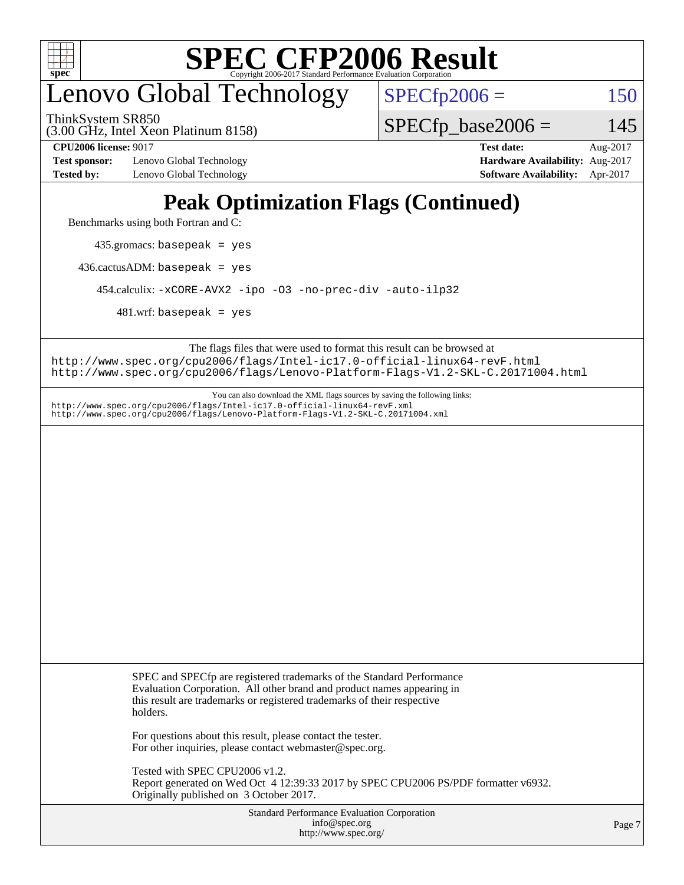# SPEC CFP2006 Result

Copyright 2006-2017 Standard Performance Evaluation Corporation

# Lenovo Global Technology

ThinkSystem SR850
(3.00 GHz, Intel Xeon Platinum 8158)

SPECfp2006 = 150

SPECfp_base2006 = 145

| | | | |
|---|---|---|---|
| **CPU2006 license:** 9017 | | **Test date:** | Aug-2017 |
| **Test sponsor:** | Lenovo Global Technology | **Hardware Availability:** | Aug-2017 |
| **Tested by:** | Lenovo Global Technology | **Software Availability:** | Apr-2017 |

## Peak Optimization Flags (Continued)

Benchmarks using both Fortran and C:

435.gromacs: `basepeak = yes`

436.cactusADM: `basepeak = yes`

454.calculix: `-xCORE-AVX2 -ipo -O3 -no-prec-div -auto-ilp32`

481.wrf: `basepeak = yes`

The flags files that were used to format this result can be browsed at
http://www.spec.org/cpu2006/flags/Intel-ic17.0-official-linux64-revF.html
http://www.spec.org/cpu2006/flags/Lenovo-Platform-Flags-V1.2-SKL-C.20171004.html

You can also download the XML flags sources by saving the following links:
http://www.spec.org/cpu2006/flags/Intel-ic17.0-official-linux64-revF.xml
http://www.spec.org/cpu2006/flags/Lenovo-Platform-Flags-V1.2-SKL-C.20171004.xml

SPEC and SPECfp are registered trademarks of the Standard Performance Evaluation Corporation. All other brand and product names appearing in this result are trademarks or registered trademarks of their respective holders.

For questions about this result, please contact the tester.
For other inquiries, please contact webmaster@spec.org.

Tested with SPEC CPU2006 v1.2.
Report generated on Wed Oct 4 12:39:33 2017 by SPEC CPU2006 PS/PDF formatter v6932.
Originally published on 3 October 2017.

Standard Performance Evaluation Corporation
info@spec.org
http://www.spec.org/